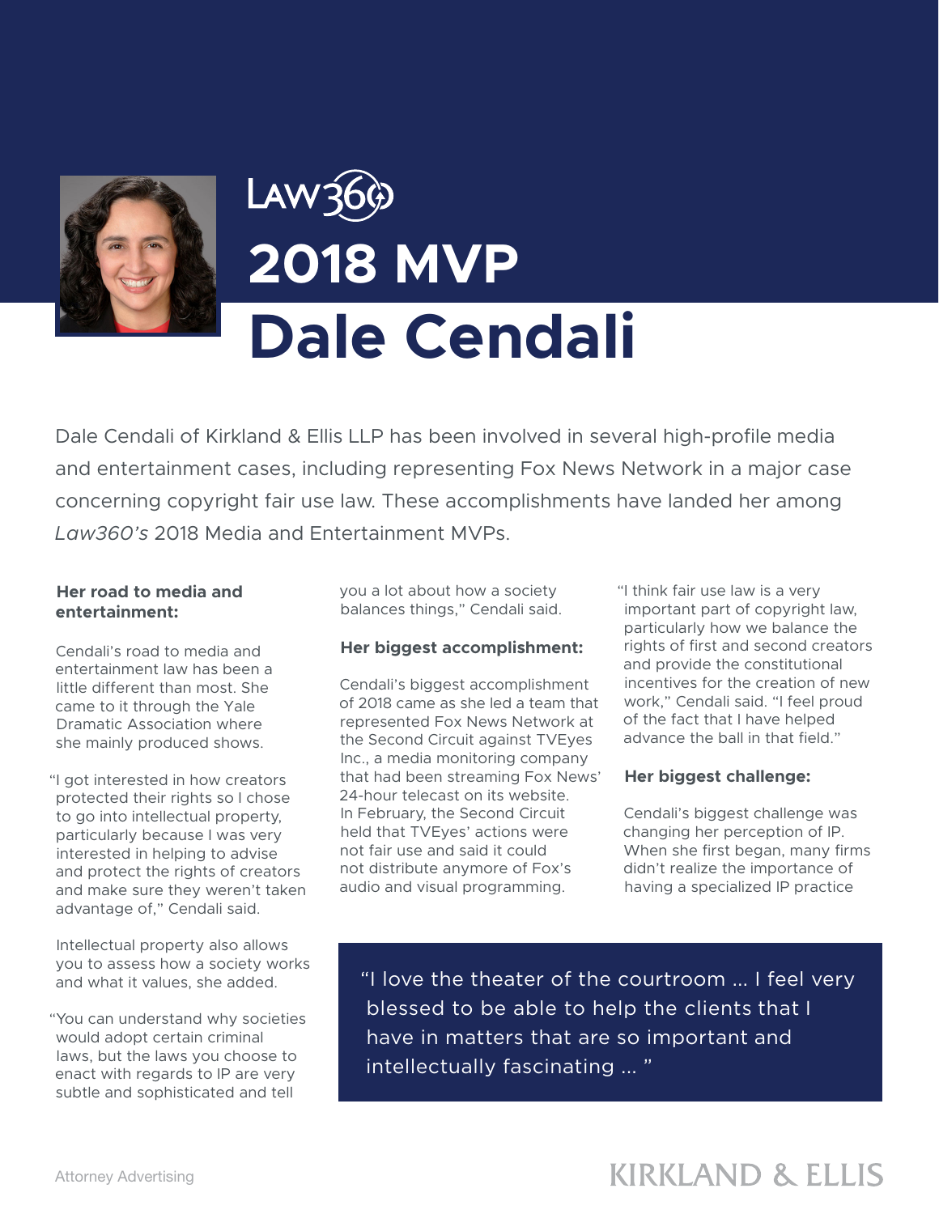Law360

# 2018 MVP

# Dale Cendali

Dale Cendali of Kirkland & Ellis LLP has been involved in several high-profile media and entertainment cases, including representing Fox News Network in a major case concerning copyright fair use law. These accomplishments have landed her among *Law360's* 2018 Media and Entertainment MVPs.

### Her road to media and entertainment:

Cendali's road to media and entertainment law has been a little different than most. She came to it through the Yale Dramatic Association where she mainly produced shows.

"I got interested in how creators protected their rights so I chose to go into intellectual property, particularly because I was very interested in helping to advise and protect the rights of creators and make sure they weren't taken advantage of," Cendali said.

Intellectual property also allows you to assess how a society works and what it values, she added.

"You can understand why societies would adopt certain criminal laws, but the laws you choose to enact with regards to IP are very subtle and sophisticated and tell you a lot about how a society balances things," Cendali said.

### Her biggest accomplishment:

Cendali's biggest accomplishment of 2018 came as she led a team that represented Fox News Network at the Second Circuit against TVEyes Inc., a media monitoring company that had been streaming Fox News' 24-hour telecast on its website. In February, the Second Circuit held that TVEyes' actions were not fair use and said it could not distribute anymore of Fox's audio and visual programming.

"I think fair use law is a very important part of copyright law, particularly how we balance the rights of first and second creators and provide the constitutional incentives for the creation of new work," Cendali said. "I feel proud of the fact that I have helped advance the ball in that field."

### Her biggest challenge:

Cendali's biggest challenge was changing her perception of IP. When she first began, many firms didn't realize the importance of having a specialized IP practice

> "I love the theater of the courtroom ... I feel very blessed to be able to help the clients that I have in matters that are so important and intellectually fascinating ... "

Attorney Advertising

KIRKLAND & ELLIS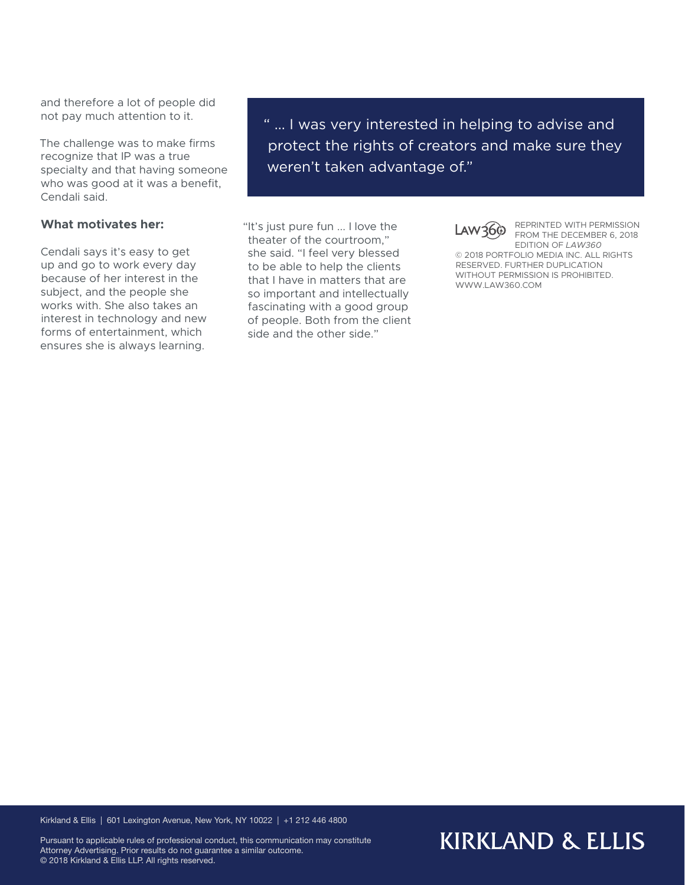and therefore a lot of people did not pay much attention to it.

The challenge was to make firms recognize that IP was a true specialty and that having someone who was good at it was a benefit, Cendali said.

> " … I was very interested in helping to advise and protect the rights of creators and make sure they weren't taken advantage of."

**What motivates her:**

Cendali says it's easy to get up and go to work every day because of her interest in the subject, and the people she works with. She also takes an interest in technology and new forms of entertainment, which ensures she is always learning.

"It's just pure fun … I love the theater of the courtroom," she said. "I feel very blessed to be able to help the clients that I have in matters that are so important and intellectually fascinating with a good group of people. Both from the client side and the other side."

LAW360 REPRINTED WITH PERMISSION FROM THE DECEMBER 6, 2018 EDITION OF *LAW360*
© 2018 PORTFOLIO MEDIA INC. ALL RIGHTS RESERVED. FURTHER DUPLICATION WITHOUT PERMISSION IS PROHIBITED. WWW.LAW360.COM

Kirkland & Ellis | 601 Lexington Avenue, New York, NY 10022 | +1 212 446 4800

Pursuant to applicable rules of professional conduct, this communication may constitute Attorney Advertising. Prior results do not guarantee a similar outcome.
© 2018 Kirkland & Ellis LLP. All rights reserved.

KIRKLAND & ELLIS